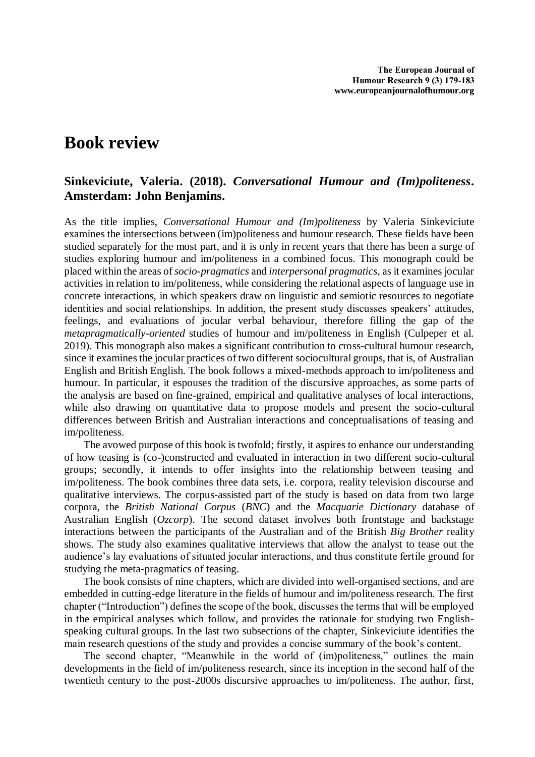# Book review

## Sinkeviciute, Valeria. (2018). *Conversational Humour and (Im)politeness*. Amsterdam: John Benjamins.

As the title implies, *Conversational Humour and (Im)politeness* by Valeria Sinkeviciute examines the intersections between (im)politeness and humour research. These fields have been studied separately for the most part, and it is only in recent years that there has been a surge of studies exploring humour and im/politeness in a combined focus. This monograph could be placed within the areas of *socio-pragmatics* and *interpersonal pragmatics*, as it examines jocular activities in relation to im/politeness, while considering the relational aspects of language use in concrete interactions, in which speakers draw on linguistic and semiotic resources to negotiate identities and social relationships. In addition, the present study discusses speakers' attitudes, feelings, and evaluations of jocular verbal behaviour, therefore filling the gap of the *metapragmatically-oriented* studies of humour and im/politeness in English (Culpeper et al. 2019). This monograph also makes a significant contribution to cross-cultural humour research, since it examines the jocular practices of two different sociocultural groups, that is, of Australian English and British English. The book follows a mixed-methods approach to im/politeness and humour. In particular, it espouses the tradition of the discursive approaches, as some parts of the analysis are based on fine-grained, empirical and qualitative analyses of local interactions, while also drawing on quantitative data to propose models and present the socio-cultural differences between British and Australian interactions and conceptualisations of teasing and im/politeness.

The avowed purpose of this book is twofold; firstly, it aspires to enhance our understanding of how teasing is (co-)constructed and evaluated in interaction in two different socio-cultural groups; secondly, it intends to offer insights into the relationship between teasing and im/politeness. The book combines three data sets, i.e. corpora, reality television discourse and qualitative interviews. The corpus-assisted part of the study is based on data from two large corpora, the *British National Corpus* (*BNC*) and the *Macquarie Dictionary* database of Australian English (*Ozcorp*). The second dataset involves both frontstage and backstage interactions between the participants of the Australian and of the British *Big Brother* reality shows. The study also examines qualitative interviews that allow the analyst to tease out the audience's lay evaluations of situated jocular interactions, and thus constitute fertile ground for studying the meta-pragmatics of teasing.

The book consists of nine chapters, which are divided into well-organised sections, and are embedded in cutting-edge literature in the fields of humour and im/politeness research. The first chapter ("Introduction") defines the scope of the book, discusses the terms that will be employed in the empirical analyses which follow, and provides the rationale for studying two English-speaking cultural groups. In the last two subsections of the chapter, Sinkeviciute identifies the main research questions of the study and provides a concise summary of the book's content.

The second chapter, "Meanwhile in the world of (im)politeness," outlines the main developments in the field of im/politeness research, since its inception in the second half of the twentieth century to the post-2000s discursive approaches to im/politeness. The author, first,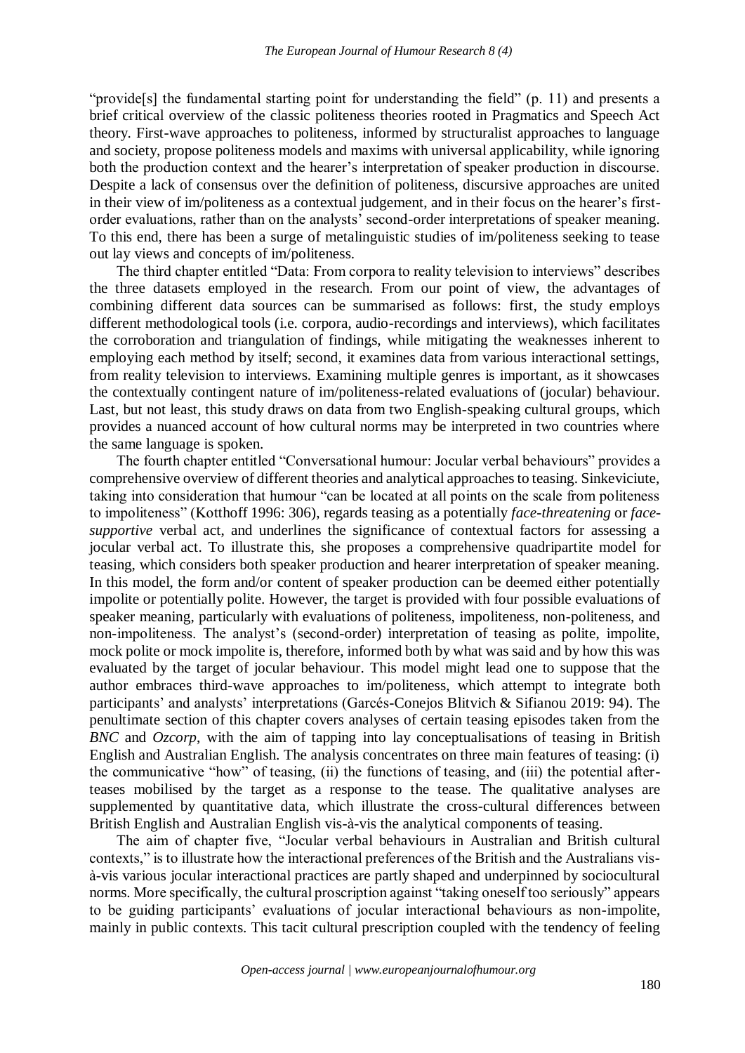"provide[s] the fundamental starting point for understanding the field" (p. 11) and presents a brief critical overview of the classic politeness theories rooted in Pragmatics and Speech Act theory. First-wave approaches to politeness, informed by structuralist approaches to language and society, propose politeness models and maxims with universal applicability, while ignoring both the production context and the hearer's interpretation of speaker production in discourse. Despite a lack of consensus over the definition of politeness, discursive approaches are united in their view of im/politeness as a contextual judgement, and in their focus on the hearer's first-order evaluations, rather than on the analysts' second-order interpretations of speaker meaning. To this end, there has been a surge of metalinguistic studies of im/politeness seeking to tease out lay views and concepts of im/politeness.

The third chapter entitled "Data: From corpora to reality television to interviews" describes the three datasets employed in the research. From our point of view, the advantages of combining different data sources can be summarised as follows: first, the study employs different methodological tools (i.e. corpora, audio-recordings and interviews), which facilitates the corroboration and triangulation of findings, while mitigating the weaknesses inherent to employing each method by itself; second, it examines data from various interactional settings, from reality television to interviews. Examining multiple genres is important, as it showcases the contextually contingent nature of im/politeness-related evaluations of (jocular) behaviour. Last, but not least, this study draws on data from two English-speaking cultural groups, which provides a nuanced account of how cultural norms may be interpreted in two countries where the same language is spoken.

The fourth chapter entitled "Conversational humour: Jocular verbal behaviours" provides a comprehensive overview of different theories and analytical approaches to teasing. Sinkeviciute, taking into consideration that humour "can be located at all points on the scale from politeness to impoliteness" (Kotthoff 1996: 306), regards teasing as a potentially *face-threatening* or *face-supportive* verbal act, and underlines the significance of contextual factors for assessing a jocular verbal act. To illustrate this, she proposes a comprehensive quadripartite model for teasing, which considers both speaker production and hearer interpretation of speaker meaning. In this model, the form and/or content of speaker production can be deemed either potentially impolite or potentially polite. However, the target is provided with four possible evaluations of speaker meaning, particularly with evaluations of politeness, impoliteness, non-politeness, and non-impoliteness. The analyst's (second-order) interpretation of teasing as polite, impolite, mock polite or mock impolite is, therefore, informed both by what was said and by how this was evaluated by the target of jocular behaviour. This model might lead one to suppose that the author embraces third-wave approaches to im/politeness, which attempt to integrate both participants' and analysts' interpretations (Garcés-Conejos Blitvich & Sifianou 2019: 94). The penultimate section of this chapter covers analyses of certain teasing episodes taken from the *BNC* and *Ozcorp*, with the aim of tapping into lay conceptualisations of teasing in British English and Australian English. The analysis concentrates on three main features of teasing: (i) the communicative "how" of teasing, (ii) the functions of teasing, and (iii) the potential after-teases mobilised by the target as a response to the tease. The qualitative analyses are supplemented by quantitative data, which illustrate the cross-cultural differences between British English and Australian English vis-à-vis the analytical components of teasing.

The aim of chapter five, "Jocular verbal behaviours in Australian and British cultural contexts," is to illustrate how the interactional preferences of the British and the Australians vis-à-vis various jocular interactional practices are partly shaped and underpinned by sociocultural norms. More specifically, the cultural proscription against "taking oneself too seriously" appears to be guiding participants' evaluations of jocular interactional behaviours as non-impolite, mainly in public contexts. This tacit cultural prescription coupled with the tendency of feeling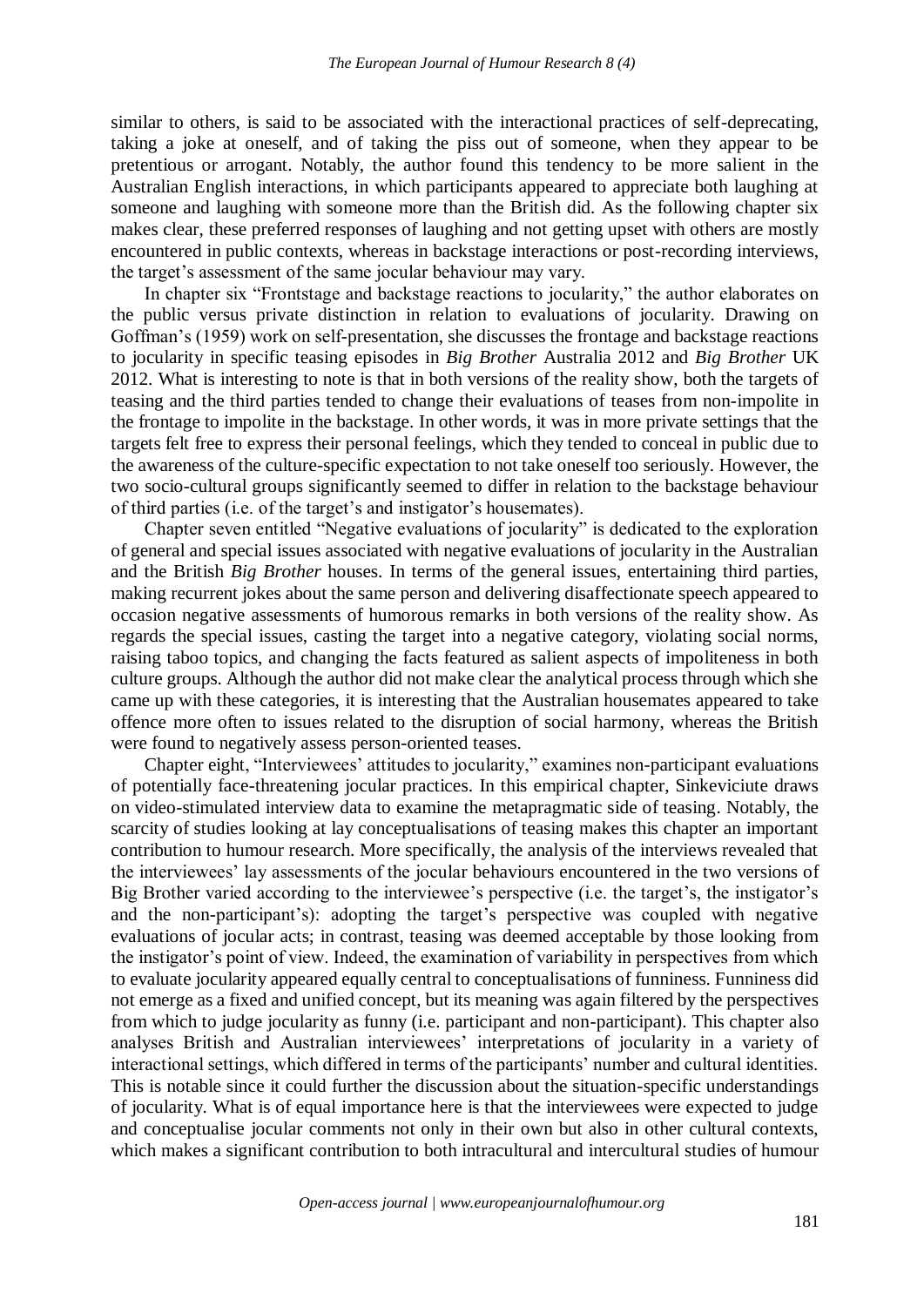similar to others, is said to be associated with the interactional practices of self-deprecating, taking a joke at oneself, and of taking the piss out of someone, when they appear to be pretentious or arrogant. Notably, the author found this tendency to be more salient in the Australian English interactions, in which participants appeared to appreciate both laughing at someone and laughing with someone more than the British did. As the following chapter six makes clear, these preferred responses of laughing and not getting upset with others are mostly encountered in public contexts, whereas in backstage interactions or post-recording interviews, the target's assessment of the same jocular behaviour may vary.

In chapter six "Frontstage and backstage reactions to jocularity," the author elaborates on the public versus private distinction in relation to evaluations of jocularity. Drawing on Goffman's (1959) work on self-presentation, she discusses the frontage and backstage reactions to jocularity in specific teasing episodes in *Big Brother* Australia 2012 and *Big Brother* UK 2012. What is interesting to note is that in both versions of the reality show, both the targets of teasing and the third parties tended to change their evaluations of teases from non-impolite in the frontage to impolite in the backstage. In other words, it was in more private settings that the targets felt free to express their personal feelings, which they tended to conceal in public due to the awareness of the culture-specific expectation to not take oneself too seriously. However, the two socio-cultural groups significantly seemed to differ in relation to the backstage behaviour of third parties (i.e. of the target's and instigator's housemates).

Chapter seven entitled "Negative evaluations of jocularity" is dedicated to the exploration of general and special issues associated with negative evaluations of jocularity in the Australian and the British *Big Brother* houses. In terms of the general issues, entertaining third parties, making recurrent jokes about the same person and delivering disaffectionate speech appeared to occasion negative assessments of humorous remarks in both versions of the reality show. As regards the special issues, casting the target into a negative category, violating social norms, raising taboo topics, and changing the facts featured as salient aspects of impoliteness in both culture groups. Although the author did not make clear the analytical process through which she came up with these categories, it is interesting that the Australian housemates appeared to take offence more often to issues related to the disruption of social harmony, whereas the British were found to negatively assess person-oriented teases.

Chapter eight, "Interviewees' attitudes to jocularity," examines non-participant evaluations of potentially face-threatening jocular practices. In this empirical chapter, Sinkeviciute draws on video-stimulated interview data to examine the metapragmatic side of teasing. Notably, the scarcity of studies looking at lay conceptualisations of teasing makes this chapter an important contribution to humour research. More specifically, the analysis of the interviews revealed that the interviewees' lay assessments of the jocular behaviours encountered in the two versions of Big Brother varied according to the interviewee's perspective (i.e. the target's, the instigator's and the non-participant's): adopting the target's perspective was coupled with negative evaluations of jocular acts; in contrast, teasing was deemed acceptable by those looking from the instigator's point of view. Indeed, the examination of variability in perspectives from which to evaluate jocularity appeared equally central to conceptualisations of funniness. Funniness did not emerge as a fixed and unified concept, but its meaning was again filtered by the perspectives from which to judge jocularity as funny (i.e. participant and non-participant). This chapter also analyses British and Australian interviewees' interpretations of jocularity in a variety of interactional settings, which differed in terms of the participants' number and cultural identities. This is notable since it could further the discussion about the situation-specific understandings of jocularity. What is of equal importance here is that the interviewees were expected to judge and conceptualise jocular comments not only in their own but also in other cultural contexts, which makes a significant contribution to both intracultural and intercultural studies of humour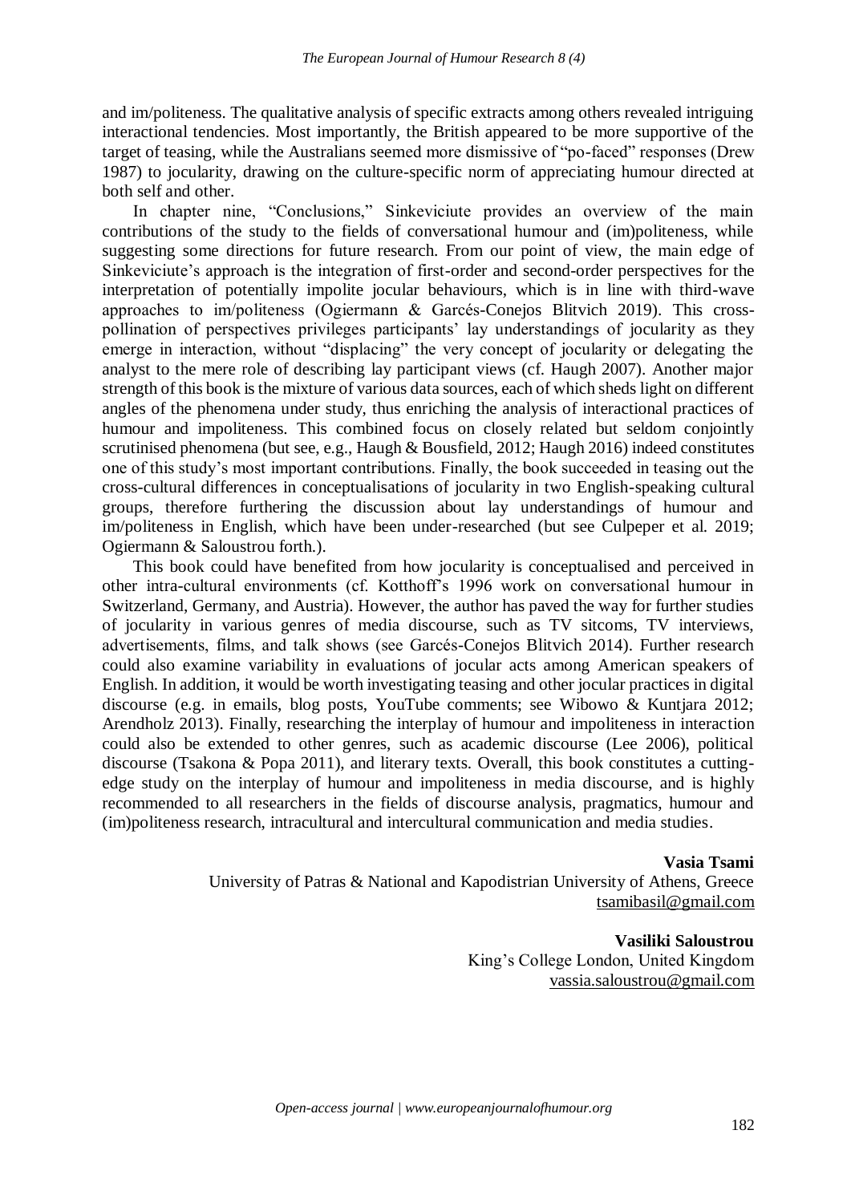and im/politeness. The qualitative analysis of specific extracts among others revealed intriguing interactional tendencies. Most importantly, the British appeared to be more supportive of the target of teasing, while the Australians seemed more dismissive of "po-faced" responses (Drew 1987) to jocularity, drawing on the culture-specific norm of appreciating humour directed at both self and other.

In chapter nine, "Conclusions," Sinkeviciute provides an overview of the main contributions of the study to the fields of conversational humour and (im)politeness, while suggesting some directions for future research. From our point of view, the main edge of Sinkeviciute's approach is the integration of first-order and second-order perspectives for the interpretation of potentially impolite jocular behaviours, which is in line with third-wave approaches to im/politeness (Ogiermann & Garcés-Conejos Blitvich 2019). This cross-pollination of perspectives privileges participants' lay understandings of jocularity as they emerge in interaction, without "displacing" the very concept of jocularity or delegating the analyst to the mere role of describing lay participant views (cf. Haugh 2007). Another major strength of this book is the mixture of various data sources, each of which sheds light on different angles of the phenomena under study, thus enriching the analysis of interactional practices of humour and impoliteness. This combined focus on closely related but seldom conjointly scrutinised phenomena (but see, e.g., Haugh & Bousfield, 2012; Haugh 2016) indeed constitutes one of this study's most important contributions. Finally, the book succeeded in teasing out the cross-cultural differences in conceptualisations of jocularity in two English-speaking cultural groups, therefore furthering the discussion about lay understandings of humour and im/politeness in English, which have been under-researched (but see Culpeper et al. 2019; Ogiermann & Saloustrou forth.).

This book could have benefited from how jocularity is conceptualised and perceived in other intra-cultural environments (cf. Kotthoff's 1996 work on conversational humour in Switzerland, Germany, and Austria). However, the author has paved the way for further studies of jocularity in various genres of media discourse, such as TV sitcoms, TV interviews, advertisements, films, and talk shows (see Garcés-Conejos Blitvich 2014). Further research could also examine variability in evaluations of jocular acts among American speakers of English. In addition, it would be worth investigating teasing and other jocular practices in digital discourse (e.g. in emails, blog posts, YouTube comments; see Wibowo & Kuntjara 2012; Arendholz 2013). Finally, researching the interplay of humour and impoliteness in interaction could also be extended to other genres, such as academic discourse (Lee 2006), political discourse (Tsakona & Popa 2011), and literary texts. Overall, this book constitutes a cutting-edge study on the interplay of humour and impoliteness in media discourse, and is highly recommended to all researchers in the fields of discourse analysis, pragmatics, humour and (im)politeness research, intracultural and intercultural communication and media studies.

**Vasia Tsami**
University of Patras & National and Kapodistrian University of Athens, Greece
tsamibasil@gmail.com

**Vasiliki Saloustrou**
King's College London, United Kingdom
vassia.saloustrou@gmail.com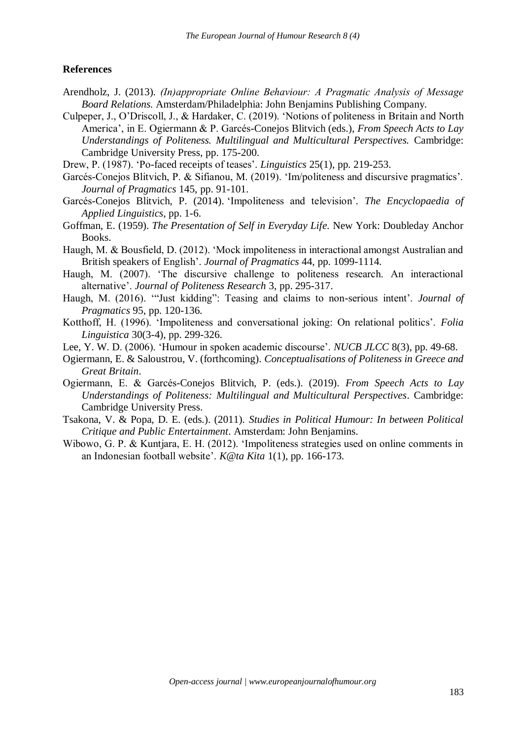## References

Arendholz, J. (2013). *(In)appropriate Online Behaviour: A Pragmatic Analysis of Message Board Relations.* Amsterdam/Philadelphia: John Benjamins Publishing Company.

Culpeper, J., O'Driscoll, J., & Hardaker, C. (2019). 'Notions of politeness in Britain and North America', in E. Ogiermann & P. Garcés-Conejos Blitvich (eds.), *From Speech Acts to Lay Understandings of Politeness. Multilingual and Multicultural Perspectives.* Cambridge: Cambridge University Press, pp. 175-200.

Drew, P. (1987). 'Po-faced receipts of teases'. *Linguistics* 25(1), pp. 219-253.

Garcés-Conejos Blitvich, P. & Sifianou, M. (2019). 'Im/politeness and discursive pragmatics'. *Journal of Pragmatics* 145, pp. 91-101.

Garcés-Conejos Blitvich, P. (2014). 'Impoliteness and television'. *The Encyclopaedia of Applied Linguistics*, pp. 1-6.

Goffman, E. (1959). *The Presentation of Self in Everyday Life.* New York: Doubleday Anchor Books.

Haugh, M. & Bousfield, D. (2012). 'Mock impoliteness in interactional amongst Australian and British speakers of English'. *Journal of Pragmatics* 44, pp. 1099-1114.

Haugh, M. (2007). 'The discursive challenge to politeness research. An interactional alternative'. *Journal of Politeness Research* 3, pp. 295-317.

Haugh, M. (2016). '"Just kidding": Teasing and claims to non-serious intent'. *Journal of Pragmatics* 95, pp. 120-136.

Kotthoff, H. (1996). 'Impoliteness and conversational joking: On relational politics'. *Folia Linguistica* 30(3-4), pp. 299-326.

Lee, Y. W. D. (2006). 'Humour in spoken academic discourse'. *NUCB JLCC* 8(3), pp. 49-68.

Ogiermann, E. & Saloustrou, V. (forthcoming). *Conceptualisations of Politeness in Greece and Great Britain*.

Ogiermann, E. & Garcés-Conejos Blitvich, P. (eds.). (2019). *From Speech Acts to Lay Understandings of Politeness: Multilingual and Multicultural Perspectives*. Cambridge: Cambridge University Press.

Tsakona, V. & Popa, D. E. (eds.). (2011). *Studies in Political Humour: In between Political Critique and Public Entertainment*. Amsterdam: John Benjamins.

Wibowo, G. P. & Kuntjara, E. H. (2012). 'Impoliteness strategies used on online comments in an Indonesian football website'. *K@ta Kita* 1(1), pp. 166-173.